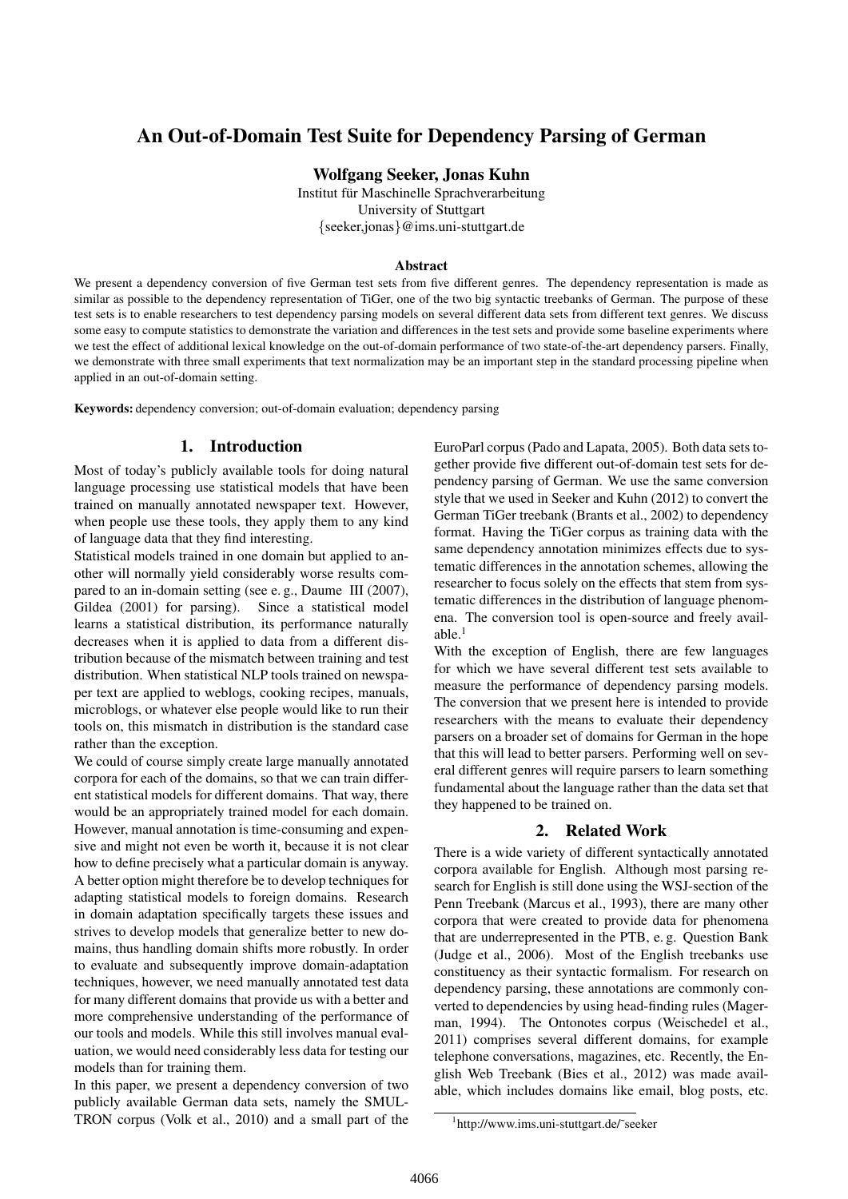# An Out-of-Domain Test Suite for Dependency Parsing of German

**Wolfgang Seeker, Jonas Kuhn**

Institut für Maschinelle Sprachverarbeitung
University of Stuttgart
{seeker,jonas}@ims.uni-stuttgart.de

### Abstract

We present a dependency conversion of five German test sets from five different genres. The dependency representation is made as similar as possible to the dependency representation of TiGer, one of the two big syntactic treebanks of German. The purpose of these test sets is to enable researchers to test dependency parsing models on several different data sets from different text genres. We discuss some easy to compute statistics to demonstrate the variation and differences in the test sets and provide some baseline experiments where we test the effect of additional lexical knowledge on the out-of-domain performance of two state-of-the-art dependency parsers. Finally, we demonstrate with three small experiments that text normalization may be an important step in the standard processing pipeline when applied in an out-of-domain setting.

**Keywords:** dependency conversion; out-of-domain evaluation; dependency parsing

## 1. Introduction

Most of today's publicly available tools for doing natural language processing use statistical models that have been trained on manually annotated newspaper text. However, when people use these tools, they apply them to any kind of language data that they find interesting.

Statistical models trained in one domain but applied to another will normally yield considerably worse results compared to an in-domain setting (see e. g., Daume III (2007), Gildea (2001) for parsing). Since a statistical model learns a statistical distribution, its performance naturally decreases when it is applied to data from a different distribution because of the mismatch between training and test distribution. When statistical NLP tools trained on newspaper text are applied to weblogs, cooking recipes, manuals, microblogs, or whatever else people would like to run their tools on, this mismatch in distribution is the standard case rather than the exception.

We could of course simply create large manually annotated corpora for each of the domains, so that we can train different statistical models for different domains. That way, there would be an appropriately trained model for each domain. However, manual annotation is time-consuming and expensive and might not even be worth it, because it is not clear how to define precisely what a particular domain is anyway. A better option might therefore be to develop techniques for adapting statistical models to foreign domains. Research in domain adaptation specifically targets these issues and strives to develop models that generalize better to new domains, thus handling domain shifts more robustly. In order to evaluate and subsequently improve domain-adaptation techniques, however, we need manually annotated test data for many different domains that provide us with a better and more comprehensive understanding of the performance of our tools and models. While this still involves manual evaluation, we would need considerably less data for testing our models than for training them.

In this paper, we present a dependency conversion of two publicly available German data sets, namely the SMULTRON corpus (Volk et al., 2010) and a small part of the EuroParl corpus (Pado and Lapata, 2005). Both data sets together provide five different out-of-domain test sets for dependency parsing of German. We use the same conversion style that we used in Seeker and Kuhn (2012) to convert the German TiGer treebank (Brants et al., 2002) to dependency format. Having the TiGer corpus as training data with the same dependency annotation minimizes effects due to systematic differences in the annotation schemes, allowing the researcher to focus solely on the effects that stem from systematic differences in the distribution of language phenomena. The conversion tool is open-source and freely available.[1]

With the exception of English, there are few languages for which we have several different test sets available to measure the performance of dependency parsing models. The conversion that we present here is intended to provide researchers with the means to evaluate their dependency parsers on a broader set of domains for German in the hope that this will lead to better parsers. Performing well on several different genres will require parsers to learn something fundamental about the language rather than the data set that they happened to be trained on.

## 2. Related Work

There is a wide variety of different syntactically annotated corpora available for English. Although most parsing research for English is still done using the WSJ-section of the Penn Treebank (Marcus et al., 1993), there are many other corpora that were created to provide data for phenomena that are underrepresented in the PTB, e. g. Question Bank (Judge et al., 2006). Most of the English treebanks use constituency as their syntactic formalism. For research on dependency parsing, these annotations are commonly converted to dependencies by using head-finding rules (Magerman, 1994). The Ontonotes corpus (Weischedel et al., 2011) comprises several different domains, for example telephone conversations, magazines, etc. Recently, the English Web Treebank (Bies et al., 2012) was made available, which includes domains like email, blog posts, etc.

[1] http://www.ims.uni-stuttgart.de/˜seeker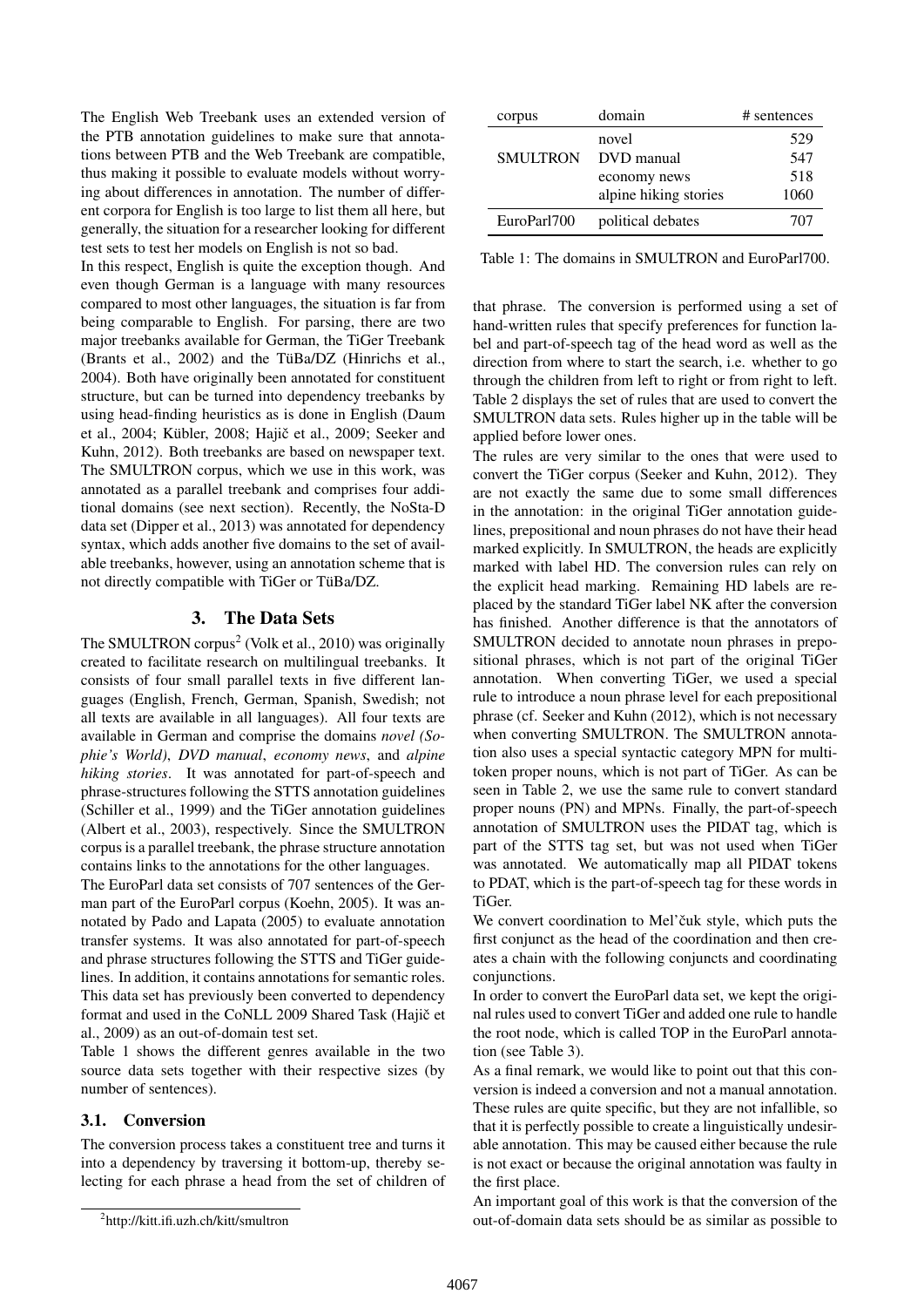The English Web Treebank uses an extended version of the PTB annotation guidelines to make sure that annotations between PTB and the Web Treebank are compatible, thus making it possible to evaluate models without worrying about differences in annotation. The number of different corpora for English is too large to list them all here, but generally, the situation for a researcher looking for different test sets to test her models on English is not so bad.

In this respect, English is quite the exception though. And even though German is a language with many resources compared to most other languages, the situation is far from being comparable to English. For parsing, there are two major treebanks available for German, the TiGer Treebank (Brants et al., 2002) and the TüBa/DZ (Hinrichs et al., 2004). Both have originally been annotated for constituent structure, but can be turned into dependency treebanks by using head-finding heuristics as is done in English (Daum et al., 2004; Kübler, 2008; Hajič et al., 2009; Seeker and Kuhn, 2012). Both treebanks are based on newspaper text. The SMULTRON corpus, which we use in this work, was annotated as a parallel treebank and comprises four additional domains (see next section). Recently, the NoSta-D data set (Dipper et al., 2013) was annotated for dependency syntax, which adds another five domains to the set of available treebanks, however, using an annotation scheme that is not directly compatible with TiGer or TüBa/DZ.

## 3. The Data Sets

The SMULTRON corpus[2] (Volk et al., 2010) was originally created to facilitate research on multilingual treebanks. It consists of four small parallel texts in five different languages (English, French, German, Spanish, Swedish; not all texts are available in all languages). All four texts are available in German and comprise the domains *novel (Sophie's World)*, *DVD manual*, *economy news*, and *alpine hiking stories*. It was annotated for part-of-speech and phrase-structures following the STTS annotation guidelines (Schiller et al., 1999) and the TiGer annotation guidelines (Albert et al., 2003), respectively. Since the SMULTRON corpus is a parallel treebank, the phrase structure annotation contains links to the annotations for the other languages.

The EuroParl data set consists of 707 sentences of the German part of the EuroParl corpus (Koehn, 2005). It was annotated by Pado and Lapata (2005) to evaluate annotation transfer systems. It was also annotated for part-of-speech and phrase structures following the STTS and TiGer guidelines. In addition, it contains annotations for semantic roles. This data set has previously been converted to dependency format and used in the CoNLL 2009 Shared Task (Hajič et al., 2009) as an out-of-domain test set.

Table 1 shows the different genres available in the two source data sets together with their respective sizes (by number of sentences).

| corpus | domain | # sentences |
|---|---|---|
| SMULTRON | novel | 529 |
| | DVD manual | 547 |
| | economy news | 518 |
| | alpine hiking stories | 1060 |
| EuroParl700 | political debates | 707 |

Table 1: The domains in SMULTRON and EuroParl700.

### 3.1. Conversion

The conversion process takes a constituent tree and turns it into a dependency by traversing it bottom-up, thereby selecting for each phrase a head from the set of children of that phrase. The conversion is performed using a set of hand-written rules that specify preferences for function label and part-of-speech tag of the head word as well as the direction from where to start the search, i.e. whether to go through the children from left to right or from right to left. Table 2 displays the set of rules that are used to convert the SMULTRON data sets. Rules higher up in the table will be applied before lower ones.

The rules are very similar to the ones that were used to convert the TiGer corpus (Seeker and Kuhn, 2012). They are not exactly the same due to some small differences in the annotation: in the original TiGer annotation guidelines, prepositional and noun phrases do not have their head marked explicitly. In SMULTRON, the heads are explicitly marked with label HD. The conversion rules can rely on the explicit head marking. Remaining HD labels are replaced by the standard TiGer label NK after the conversion has finished. Another difference is that the annotators of SMULTRON decided to annotate noun phrases in prepositional phrases, which is not part of the original TiGer annotation. When converting TiGer, we used a special rule to introduce a noun phrase level for each prepositional phrase (cf. Seeker and Kuhn (2012), which is not necessary when converting SMULTRON. The SMULTRON annotation also uses a special syntactic category MPN for multi-token proper nouns, which is not part of TiGer. As can be seen in Table 2, we use the same rule to convert standard proper nouns (PN) and MPNs. Finally, the part-of-speech annotation of SMULTRON uses the PIDAT tag, which is part of the STTS tag set, but was not used when TiGer was annotated. We automatically map all PIDAT tokens to PDAT, which is the part-of-speech tag for these words in TiGer.

We convert coordination to Mel'čuk style, which puts the first conjunct as the head of the coordination and then creates a chain with the following conjuncts and coordinating conjunctions.

In order to convert the EuroParl data set, we kept the original rules used to convert TiGer and added one rule to handle the root node, which is called TOP in the EuroParl annotation (see Table 3).

As a final remark, we would like to point out that this conversion is indeed a conversion and not a manual annotation. These rules are quite specific, but they are not infallible, so that it is perfectly possible to create a linguistically undesirable annotation. This may be caused either because the rule is not exact or because the original annotation was faulty in the first place.

An important goal of this work is that the conversion of the out-of-domain data sets should be as similar as possible to

[2] http://kitt.ifi.uzh.ch/kitt/smultron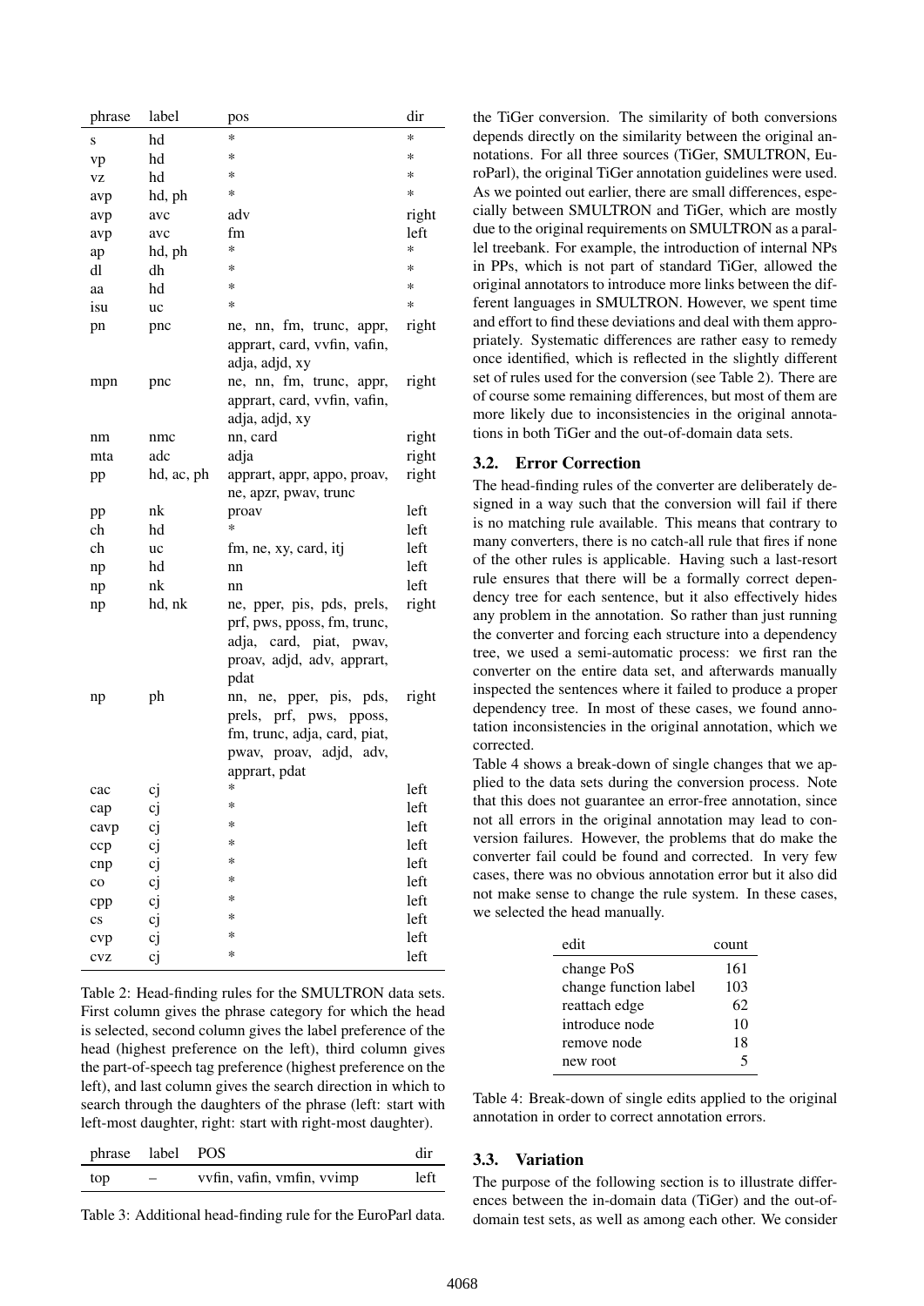| phrase | label | pos | dir |
|---|---|---|---|
| s | hd | * | * |
| vp | hd | * | * |
| vz | hd | * | * |
| avp | hd, ph | * | * |
| avp | avc | adv | right |
| avp | avc | fm | left |
| ap | hd, ph | * | * |
| dl | dh | * | * |
| aa | hd | * | * |
| isu | uc | * | * |
| pn | pnc | ne, nn, fm, trunc, appr, apprart, card, vvfin, vafin, adja, adjd, xy | right |
| mpn | pnc | ne, nn, fm, trunc, appr, apprart, card, vvfin, vafin, adja, adjd, xy | right |
| nm | nmc | nn, card | right |
| mta | adc | adja | right |
| pp | hd, ac, ph | apprart, appr, appo, proav, ne, apzr, pwav, trunc | right |
| pp | nk | proav | left |
| ch | hd | * | left |
| ch | uc | fm, ne, xy, card, itj | left |
| np | hd | nn | left |
| np | nk | nn | left |
| np | hd, nk | ne, pper, pis, pds, prels, prf, pws, pposs, fm, trunc, adja, card, piat, pwav, proav, adjd, adv, apprart, pdat | right |
| np | ph | nn, ne, pper, pis, pds, prels, prf, pws, pposs, fm, trunc, adja, card, piat, pwav, proav, adjd, adv, apprart, pdat | right |
| cac | cj | * | left |
| cap | cj | * | left |
| cavp | cj | * | left |
| ccp | cj | * | left |
| cnp | cj | * | left |
| co | cj | * | left |
| cpp | cj | * | left |
| cs | cj | * | left |
| cvp | cj | * | left |
| cvz | cj | * | left |

Table 2: Head-finding rules for the SMULTRON data sets. First column gives the phrase category for which the head is selected, second column gives the label preference of the head (highest preference on the left), third column gives the part-of-speech tag preference (highest preference on the left), and last column gives the search direction in which to search through the daughters of the phrase (left: start with left-most daughter, right: start with right-most daughter).

| phrase | label | POS | dir |
|---|---|---|---|
| top | – | vvfin, vafin, vmfin, vvimp | left |

Table 3: Additional head-finding rule for the EuroParl data.

the TiGer conversion. The similarity of both conversions depends directly on the similarity between the original annotations. For all three sources (TiGer, SMULTRON, EuroParl), the original TiGer annotation guidelines were used. As we pointed out earlier, there are small differences, especially between SMULTRON and TiGer, which are mostly due to the original requirements on SMULTRON as a parallel treebank. For example, the introduction of internal NPs in PPs, which is not part of standard TiGer, allowed the original annotators to introduce more links between the different languages in SMULTRON. However, we spent time and effort to find these deviations and deal with them appropriately. Systematic differences are rather easy to remedy once identified, which is reflected in the slightly different set of rules used for the conversion (see Table 2). There are of course some remaining differences, but most of them are more likely due to inconsistencies in the original annotations in both TiGer and the out-of-domain data sets.

### 3.2. Error Correction

The head-finding rules of the converter are deliberately designed in a way such that the conversion will fail if there is no matching rule available. This means that contrary to many converters, there is no catch-all rule that fires if none of the other rules is applicable. Having such a last-resort rule ensures that there will be a formally correct dependency tree for each sentence, but it also effectively hides any problem in the annotation. So rather than just running the converter and forcing each structure into a dependency tree, we used a semi-automatic process: we first ran the converter on the entire data set, and afterwards manually inspected the sentences where it failed to produce a proper dependency tree. In most of these cases, we found annotation inconsistencies in the original annotation, which we corrected.

Table 4 shows a break-down of single changes that we applied to the data sets during the conversion process. Note that this does not guarantee an error-free annotation, since not all errors in the original annotation may lead to conversion failures. However, the problems that do make the converter fail could be found and corrected. In very few cases, there was no obvious annotation error but it also did not make sense to change the rule system. In these cases, we selected the head manually.

| edit | count |
|---|---|
| change PoS | 161 |
| change function label | 103 |
| reattach edge | 62 |
| introduce node | 10 |
| remove node | 18 |
| new root | 5 |

Table 4: Break-down of single edits applied to the original annotation in order to correct annotation errors.

### 3.3. Variation

The purpose of the following section is to illustrate differences between the in-domain data (TiGer) and the out-of-domain test sets, as well as among each other. We consider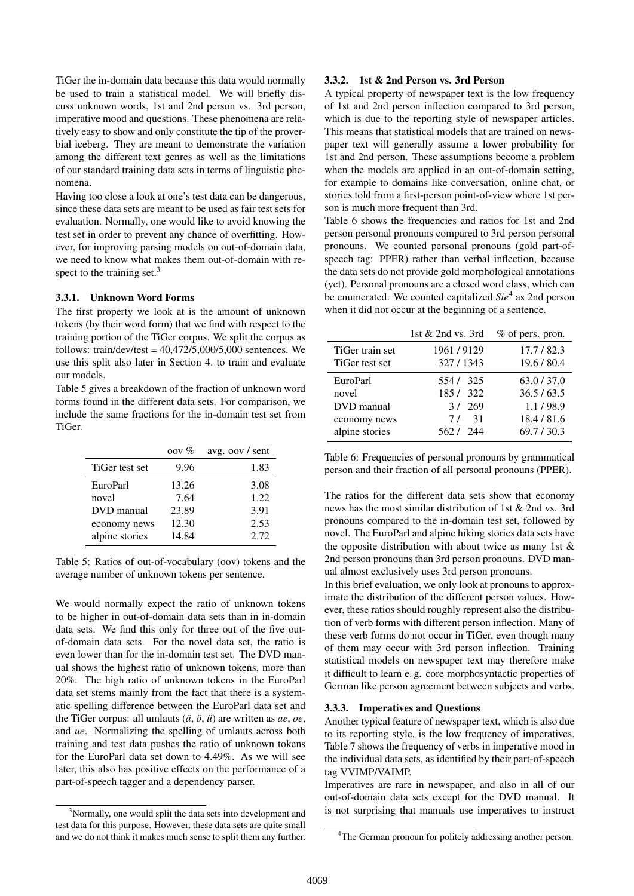TiGer the in-domain data because this data would normally be used to train a statistical model. We will briefly discuss unknown words, 1st and 2nd person vs. 3rd person, imperative mood and questions. These phenomena are relatively easy to show and only constitute the tip of the proverbial iceberg. They are meant to demonstrate the variation among the different text genres as well as the limitations of our standard training data sets in terms of linguistic phenomena.

Having too close a look at one's test data can be dangerous, since these data sets are meant to be used as fair test sets for evaluation. Normally, one would like to avoid knowing the test set in order to prevent any chance of overfitting. However, for improving parsing models on out-of-domain data, we need to know what makes them out-of-domain with respect to the training set.[3]

#### 3.3.1. Unknown Word Forms

The first property we look at is the amount of unknown tokens (by their word form) that we find with respect to the training portion of the TiGer corpus. We split the corpus as follows: train/dev/test = 40,472/5,000/5,000 sentences. We use this split also later in Section 4. to train and evaluate our models.

Table 5 gives a breakdown of the fraction of unknown word forms found in the different data sets. For comparison, we include the same fractions for the in-domain test set from TiGer.

| | oov % | avg. oov / sent |
|---|---|---|
| TiGer test set | 9.96 | 1.83 |
| EuroParl | 13.26 | 3.08 |
| novel | 7.64 | 1.22 |
| DVD manual | 23.89 | 3.91 |
| economy news | 12.30 | 2.53 |
| alpine stories | 14.84 | 2.72 |

Table 5: Ratios of out-of-vocabulary (oov) tokens and the average number of unknown tokens per sentence.

We would normally expect the ratio of unknown tokens to be higher in out-of-domain data sets than in in-domain data sets. We find this only for three out of the five out-of-domain data sets. For the novel data set, the ratio is even lower than for the in-domain test set. The DVD manual shows the highest ratio of unknown tokens, more than 20%. The high ratio of unknown tokens in the EuroParl data set stems mainly from the fact that there is a systematic spelling difference between the EuroParl data set and the TiGer corpus: all umlauts (*ä*, *ö*, *ü*) are written as *ae*, *oe*, and *ue*. Normalizing the spelling of umlauts across both training and test data pushes the ratio of unknown tokens for the EuroParl data set down to 4.49%. As we will see later, this also has positive effects on the performance of a part-of-speech tagger and a dependency parser.

[3] Normally, one would split the data sets into development and test data for this purpose. However, these data sets are quite small and we do not think it makes much sense to split them any further.

#### 3.3.2. 1st & 2nd Person vs. 3rd Person

A typical property of newspaper text is the low frequency of 1st and 2nd person inflection compared to 3rd person, which is due to the reporting style of newspaper articles. This means that statistical models that are trained on newspaper text will generally assume a lower probability for 1st and 2nd person. These assumptions become a problem when the models are applied in an out-of-domain setting, for example to domains like conversation, online chat, or stories told from a first-person point-of-view where 1st person is much more frequent than 3rd.

Table 6 shows the frequencies and ratios for 1st and 2nd person personal pronouns compared to 3rd person personal pronouns. We counted personal pronouns (gold part-of-speech tag: PPER) rather than verbal inflection, because the data sets do not provide gold morphological annotations (yet). Personal pronouns are a closed word class, which can be enumerated. We counted capitalized *Sie*[4] as 2nd person when it did not occur at the beginning of a sentence.

| | 1st & 2nd vs. 3rd | % of pers. pron. |
|---|---|---|
| TiGer train set | 1961 / 9129 | 17.7 / 82.3 |
| TiGer test set | 327 / 1343 | 19.6 / 80.4 |
| EuroParl | 554 / 325 | 63.0 / 37.0 |
| novel | 185 / 322 | 36.5 / 63.5 |
| DVD manual | 3 / 269 | 1.1 / 98.9 |
| economy news | 7 / 31 | 18.4 / 81.6 |
| alpine stories | 562 / 244 | 69.7 / 30.3 |

Table 6: Frequencies of personal pronouns by grammatical person and their fraction of all personal pronouns (PPER).

The ratios for the different data sets show that economy news has the most similar distribution of 1st & 2nd vs. 3rd pronouns compared to the in-domain test set, followed by novel. The EuroParl and alpine hiking stories data sets have the opposite distribution with about twice as many 1st & 2nd person pronouns than 3rd person pronouns. DVD manual almost exclusively uses 3rd person pronouns.

In this brief evaluation, we only look at pronouns to approximate the distribution of the different person values. However, these ratios should roughly represent also the distribution of verb forms with different person inflection. Many of these verb forms do not occur in TiGer, even though many of them may occur with 3rd person inflection. Training statistical models on newspaper text may therefore make it difficult to learn e. g. core morphosyntactic properties of German like person agreement between subjects and verbs.

#### 3.3.3. Imperatives and Questions

Another typical feature of newspaper text, which is also due to its reporting style, is the low frequency of imperatives. Table 7 shows the frequency of verbs in imperative mood in the individual data sets, as identified by their part-of-speech tag VVIMP/VAIMP.

Imperatives are rare in newspaper, and also in all of our out-of-domain data sets except for the DVD manual. It is not surprising that manuals use imperatives to instruct

[4] The German pronoun for politely addressing another person.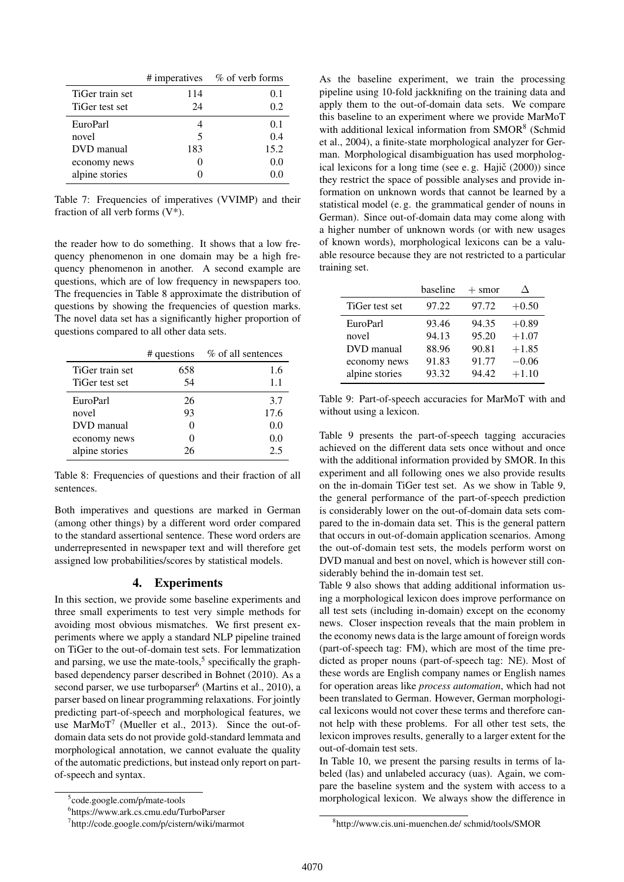| | # imperatives | % of verb forms |
|---|---|---|
| TiGer train set | 114 | 0.1 |
| TiGer test set | 24 | 0.2 |
| EuroParl | 4 | 0.1 |
| novel | 5 | 0.4 |
| DVD manual | 183 | 15.2 |
| economy news | 0 | 0.0 |
| alpine stories | 0 | 0.0 |

Table 7: Frequencies of imperatives (VVIMP) and their fraction of all verb forms (V*).

the reader how to do something. It shows that a low frequency phenomenon in one domain may be a high frequency phenomenon in another. A second example are questions, which are of low frequency in newspapers too. The frequencies in Table 8 approximate the distribution of questions by showing the frequencies of question marks. The novel data set has a significantly higher proportion of questions compared to all other data sets.

| | # questions | % of all sentences |
|---|---|---|
| TiGer train set | 658 | 1.6 |
| TiGer test set | 54 | 1.1 |
| EuroParl | 26 | 3.7 |
| novel | 93 | 17.6 |
| DVD manual | 0 | 0.0 |
| economy news | 0 | 0.0 |
| alpine stories | 26 | 2.5 |

Table 8: Frequencies of questions and their fraction of all sentences.

Both imperatives and questions are marked in German (among other things) by a different word order compared to the standard assertional sentence. These word orders are underrepresented in newspaper text and will therefore get assigned low probabilities/scores by statistical models.

## 4. Experiments

In this section, we provide some baseline experiments and three small experiments to test very simple methods for avoiding most obvious mismatches. We first present experiments where we apply a standard NLP pipeline trained on TiGer to the out-of-domain test sets. For lemmatization and parsing, we use the mate-tools,[5] specifically the graph-based dependency parser described in Bohnet (2010). As a second parser, we use turboparser[6] (Martins et al., 2010), a parser based on linear programming relaxations. For jointly predicting part-of-speech and morphological features, we use MarMoT[7] (Mueller et al., 2013). Since the out-of-domain data sets do not provide gold-standard lemmata and morphological annotation, we cannot evaluate the quality of the automatic predictions, but instead only report on part-of-speech and syntax.

As the baseline experiment, we train the processing pipeline using 10-fold jackknifing on the training data and apply them to the out-of-domain data sets. We compare this baseline to an experiment where we provide MarMoT with additional lexical information from SMOR[8] (Schmid et al., 2004), a finite-state morphological analyzer for German. Morphological disambiguation has used morphological lexicons for a long time (see e. g. Hajič (2000)) since they restrict the space of possible analyses and provide information on unknown words that cannot be learned by a statistical model (e. g. the grammatical gender of nouns in German). Since out-of-domain data may come along with a higher number of unknown words (or with new usages of known words), morphological lexicons can be a valuable resource because they are not restricted to a particular training set.

| | baseline | + smor | Δ |
|---|---|---|---|
| TiGer test set | 97.22 | 97.72 | +0.50 |
| EuroParl | 93.46 | 94.35 | +0.89 |
| novel | 94.13 | 95.20 | +1.07 |
| DVD manual | 88.96 | 90.81 | +1.85 |
| economy news | 91.83 | 91.77 | −0.06 |
| alpine stories | 93.32 | 94.42 | +1.10 |

Table 9: Part-of-speech accuracies for MarMoT with and without using a lexicon.

Table 9 presents the part-of-speech tagging accuracies achieved on the different data sets once without and once with the additional information provided by SMOR. In this experiment and all following ones we also provide results on the in-domain TiGer test set. As we show in Table 9, the general performance of the part-of-speech prediction is considerably lower on the out-of-domain data sets compared to the in-domain data set. This is the general pattern that occurs in out-of-domain application scenarios. Among the out-of-domain test sets, the models perform worst on DVD manual and best on novel, which is however still considerably behind the in-domain test set.

Table 9 also shows that adding additional information using a morphological lexicon does improve performance on all test sets (including in-domain) except on the economy news. Closer inspection reveals that the main problem in the economy news data is the large amount of foreign words (part-of-speech tag: FM), which are most of the time predicted as proper nouns (part-of-speech tag: NE). Most of these words are English company names or English names for operation areas like *process automation*, which had not been translated to German. However, German morphological lexicons would not cover these terms and therefore cannot help with these problems. For all other test sets, the lexicon improves results, generally to a larger extent for the out-of-domain test sets.

In Table 10, we present the parsing results in terms of labeled (las) and unlabeled accuracy (uas). Again, we compare the baseline system and the system with access to a morphological lexicon. We always show the difference in

[5] code.google.com/p/mate-tools

[6] https://www.ark.cs.cmu.edu/TurboParser

[7] http://code.google.com/p/cistern/wiki/marmot

[8] http://www.cis.uni-muenchen.de/ schmid/tools/SMOR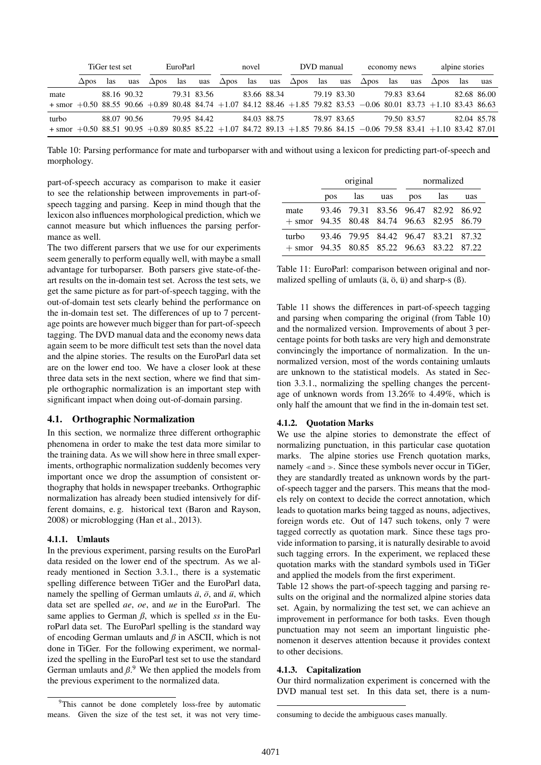| | TiGer test set | | | EuroParl | | | novel | | | DVD manual | | | economy news | | | alpine stories | | |
|---|---|---|---|---|---|---|---|---|---|---|---|---|---|---|---|---|---|---|
| | Δpos | las | uas | Δpos | las | uas | Δpos | las | uas | Δpos | las | uas | Δpos | las | uas | Δpos | las | uas |
| mate | | 88.16 | 90.32 | | 79.31 | 83.56 | | 83.66 | 88.34 | | 79.19 | 83.30 | | 79.83 | 83.64 | | 82.68 | 86.00 |
| + smor | +0.50 | 88.55 | 90.66 | +0.89 | 80.48 | 84.74 | +1.07 | 84.12 | 88.46 | +1.85 | 79.82 | 83.53 | −0.06 | 80.01 | 83.73 | +1.10 | 83.43 | 86.63 |
| turbo | | 88.07 | 90.56 | | 79.95 | 84.42 | | 84.03 | 88.75 | | 78.97 | 83.65 | | 79.50 | 83.57 | | 82.04 | 85.78 |
| + smor | +0.50 | 88.51 | 90.95 | +0.89 | 80.85 | 85.22 | +1.07 | 84.72 | 89.13 | +1.85 | 79.86 | 84.15 | −0.06 | 79.58 | 83.41 | +1.10 | 83.42 | 87.01 |

Table 10: Parsing performance for mate and turboparser with and without using a lexicon for predicting part-of-speech and morphology.

part-of-speech accuracy as comparison to make it easier to see the relationship between improvements in part-of-speech tagging and parsing. Keep in mind though that the lexicon also influences morphological prediction, which we cannot measure but which influences the parsing performance as well.

The two different parsers that we use for our experiments seem generally to perform equally well, with maybe a small advantage for turboparser. Both parsers give state-of-the-art results on the in-domain test set. Across the test sets, we get the same picture as for part-of-speech tagging, with the out-of-domain test sets clearly behind the performance on the in-domain test set. The differences of up to 7 percentage points are however much bigger than for part-of-speech tagging. The DVD manual data and the economy news data again seem to be more difficult test sets than the novel data and the alpine stories. The results on the EuroParl data set are on the lower end too. We have a closer look at these three data sets in the next section, where we find that simple orthographic normalization is an important step with significant impact when doing out-of-domain parsing.

## 4.1. Orthographic Normalization

In this section, we normalize three different orthographic phenomena in order to make the test data more similar to the training data. As we will show here in three small experiments, orthographic normalization suddenly becomes very important once we drop the assumption of consistent orthography that holds in newspaper treebanks. Orthographic normalization has already been studied intensively for different domains, e. g. historical text (Baron and Rayson, 2008) or microblogging (Han et al., 2013).

### 4.1.1. Umlauts

In the previous experiment, parsing results on the EuroParl data resided on the lower end of the spectrum. As we already mentioned in Section 3.3.1., there is a systematic spelling difference between TiGer and the EuroParl data, namely the spelling of German umlauts *ä*, *ö*, and *ü*, which data set are spelled *ae*, *oe*, and *ue* in the EuroParl. The same applies to German *ß*, which is spelled *ss* in the EuroParl data set. The EuroParl spelling is the standard way of encoding German umlauts and *ß* in ASCII, which is not done in TiGer. For the following experiment, we normalized the spelling in the EuroParl test set to use the standard German umlauts and *ß*.[9] We then applied the models from the previous experiment to the normalized data.

[9]This cannot be done completely loss-free by automatic means. Given the size of the test set, it was not very time-consuming to decide the ambiguous cases manually.

| | original | | | normalized | | |
|---|---|---|---|---|---|---|
| | pos | las | uas | pos | las | uas |
| mate | 93.46 | 79.31 | 83.56 | 96.47 | 82.92 | 86.92 |
| + smor | 94.35 | 80.48 | 84.74 | 96.63 | 82.95 | 86.79 |
| turbo | 93.46 | 79.95 | 84.42 | 96.47 | 83.21 | 87.32 |
| + smor | 94.35 | 80.85 | 85.22 | 96.63 | 83.22 | 87.22 |

Table 11: EuroParl: comparison between original and normalized spelling of umlauts (ä, ö, ü) and sharp-s (ß).

Table 11 shows the differences in part-of-speech tagging and parsing when comparing the original (from Table 10) and the normalized version. Improvements of about 3 percentage points for both tasks are very high and demonstrate convincingly the importance of normalization. In the unnormalized version, most of the words containing umlauts are unknown to the statistical models. As stated in Section 3.3.1., normalizing the spelling changes the percentage of unknown words from 13.26% to 4.49%, which is only half the amount that we find in the in-domain test set.

### 4.1.2. Quotation Marks

We use the alpine stories to demonstrate the effect of normalizing punctuation, in this particular case quotation marks. The alpine stories use French quotation marks, namely ≪and ≫. Since these symbols never occur in TiGer, they are standardly treated as unknown words by the part-of-speech tagger and the parsers. This means that the models rely on context to decide the correct annotation, which leads to quotation marks being tagged as nouns, adjectives, foreign words etc. Out of 147 such tokens, only 7 were tagged correctly as quotation mark. Since these tags provide information to parsing, it is naturally desirable to avoid such tagging errors. In the experiment, we replaced these quotation marks with the standard symbols used in TiGer and applied the models from the first experiment.

Table 12 shows the part-of-speech tagging and parsing results on the original and the normalized alpine stories data set. Again, by normalizing the test set, we can achieve an improvement in performance for both tasks. Even though punctuation may not seem an important linguistic phenomenon it deserves attention because it provides context to other decisions.

### 4.1.3. Capitalization

Our third normalization experiment is concerned with the DVD manual test set. In this data set, there is a num-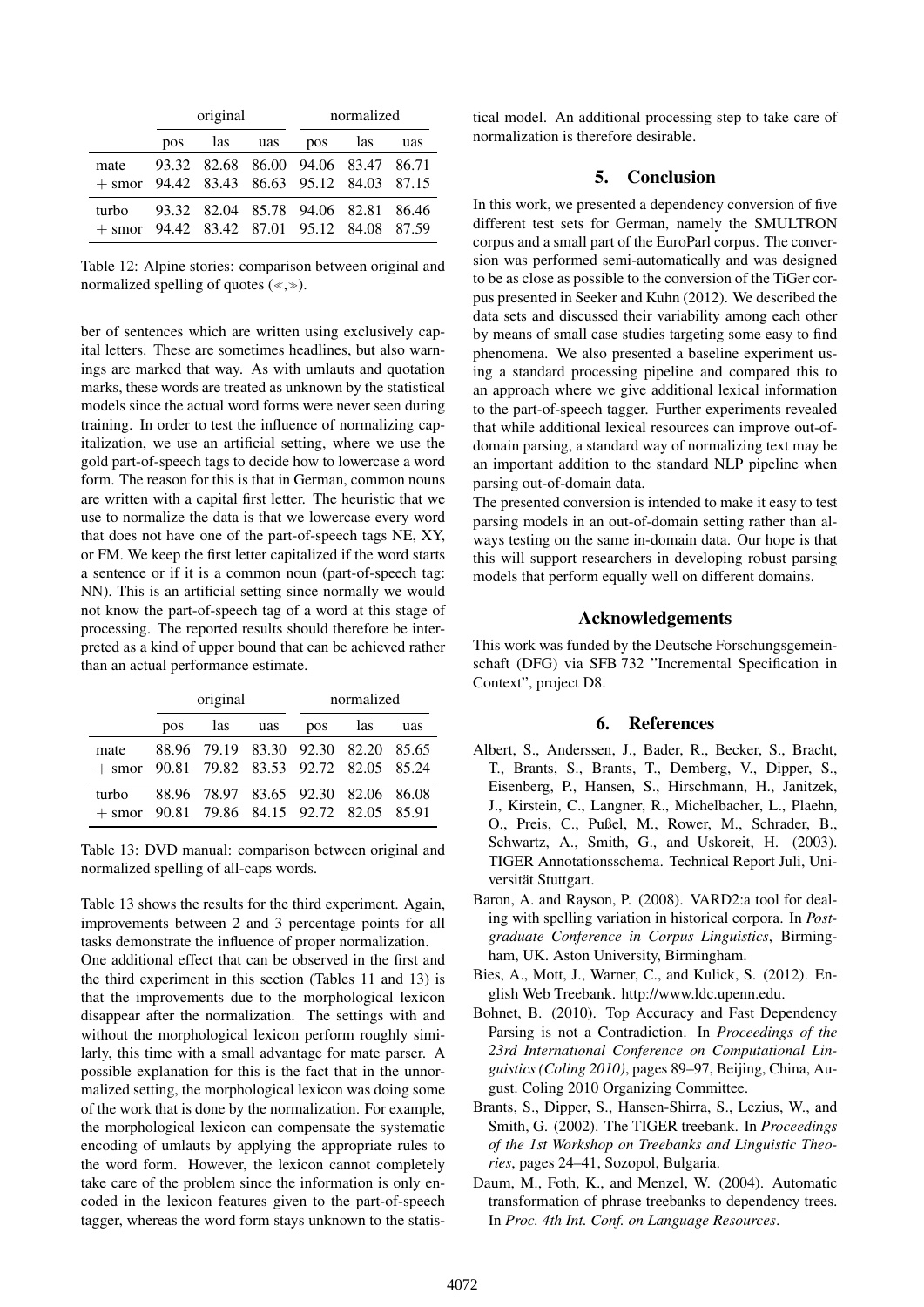| | original | | | normalized | | |
|---|---|---|---|---|---|---|
| | pos | las | uas | pos | las | uas |
| mate | 93.32 | 82.68 | 86.00 | 94.06 | 83.47 | 86.71 |
| + smor | 94.42 | 83.43 | 86.63 | 95.12 | 84.03 | 87.15 |
| turbo | 93.32 | 82.04 | 85.78 | 94.06 | 82.81 | 86.46 |
| + smor | 94.42 | 83.42 | 87.01 | 95.12 | 84.08 | 87.59 |

Table 12: Alpine stories: comparison between original and normalized spelling of quotes (≪,≫).

ber of sentences which are written using exclusively capital letters. These are sometimes headlines, but also warnings are marked that way. As with umlauts and quotation marks, these words are treated as unknown by the statistical models since the actual word forms were never seen during training. In order to test the influence of normalizing capitalization, we use an artificial setting, where we use the gold part-of-speech tags to decide how to lowercase a word form. The reason for this is that in German, common nouns are written with a capital first letter. The heuristic that we use to normalize the data is that we lowercase every word that does not have one of the part-of-speech tags NE, XY, or FM. We keep the first letter capitalized if the word starts a sentence or if it is a common noun (part-of-speech tag: NN). This is an artificial setting since normally we would not know the part-of-speech tag of a word at this stage of processing. The reported results should therefore be interpreted as a kind of upper bound that can be achieved rather than an actual performance estimate.

| | original | | | normalized | | |
|---|---|---|---|---|---|---|
| | pos | las | uas | pos | las | uas |
| mate | 88.96 | 79.19 | 83.30 | 92.30 | 82.20 | 85.65 |
| + smor | 90.81 | 79.82 | 83.53 | 92.72 | 82.05 | 85.24 |
| turbo | 88.96 | 78.97 | 83.65 | 92.30 | 82.06 | 86.08 |
| + smor | 90.81 | 79.86 | 84.15 | 92.72 | 82.05 | 85.91 |

Table 13: DVD manual: comparison between original and normalized spelling of all-caps words.

Table 13 shows the results for the third experiment. Again, improvements between 2 and 3 percentage points for all tasks demonstrate the influence of proper normalization.

One additional effect that can be observed in the first and the third experiment in this section (Tables 11 and 13) is that the improvements due to the morphological lexicon disappear after the normalization. The settings with and without the morphological lexicon perform roughly similarly, this time with a small advantage for mate parser. A possible explanation for this is the fact that in the unnormalized setting, the morphological lexicon was doing some of the work that is done by the normalization. For example, the morphological lexicon can compensate the systematic encoding of umlauts by applying the appropriate rules to the word form. However, the lexicon cannot completely take care of the problem since the information is only encoded in the lexicon features given to the part-of-speech tagger, whereas the word form stays unknown to the statistical model. An additional processing step to take care of normalization is therefore desirable.

## 5. Conclusion

In this work, we presented a dependency conversion of five different test sets for German, namely the SMULTRON corpus and a small part of the EuroParl corpus. The conversion was performed semi-automatically and was designed to be as close as possible to the conversion of the TiGer corpus presented in Seeker and Kuhn (2012). We described the data sets and discussed their variability among each other by means of small case studies targeting some easy to find phenomena. We also presented a baseline experiment using a standard processing pipeline and compared this to an approach where we give additional lexical information to the part-of-speech tagger. Further experiments revealed that while additional lexical resources can improve out-of-domain parsing, a standard way of normalizing text may be an important addition to the standard NLP pipeline when parsing out-of-domain data.

The presented conversion is intended to make it easy to test parsing models in an out-of-domain setting rather than always testing on the same in-domain data. Our hope is that this will support researchers in developing robust parsing models that perform equally well on different domains.

## Acknowledgements

This work was funded by the Deutsche Forschungsgemeinschaft (DFG) via SFB 732 "Incremental Specification in Context", project D8.

## 6. References

Albert, S., Anderssen, J., Bader, R., Becker, S., Bracht, T., Brants, S., Brants, T., Demberg, V., Dipper, S., Eisenberg, P., Hansen, S., Hirschmann, H., Janitzek, J., Kirstein, C., Langner, R., Michelbacher, L., Plaehn, O., Preis, C., Pußel, M., Rower, M., Schrader, B., Schwartz, A., Smith, G., and Uskoreit, H. (2003). TIGER Annotationsschema. Technical Report Juli, Universität Stuttgart.

Baron, A. and Rayson, P. (2008). VARD2:a tool for dealing with spelling variation in historical corpora. In *Postgraduate Conference in Corpus Linguistics*, Birmingham, UK. Aston University, Birmingham.

Bies, A., Mott, J., Warner, C., and Kulick, S. (2012). English Web Treebank. http://www.ldc.upenn.edu.

Bohnet, B. (2010). Top Accuracy and Fast Dependency Parsing is not a Contradiction. In *Proceedings of the 23rd International Conference on Computational Linguistics (Coling 2010)*, pages 89–97, Beijing, China, August. Coling 2010 Organizing Committee.

Brants, S., Dipper, S., Hansen-Shirra, S., Lezius, W., and Smith, G. (2002). The TIGER treebank. In *Proceedings of the 1st Workshop on Treebanks and Linguistic Theories*, pages 24–41, Sozopol, Bulgaria.

Daum, M., Foth, K., and Menzel, W. (2004). Automatic transformation of phrase treebanks to dependency trees. In *Proc. 4th Int. Conf. on Language Resources*.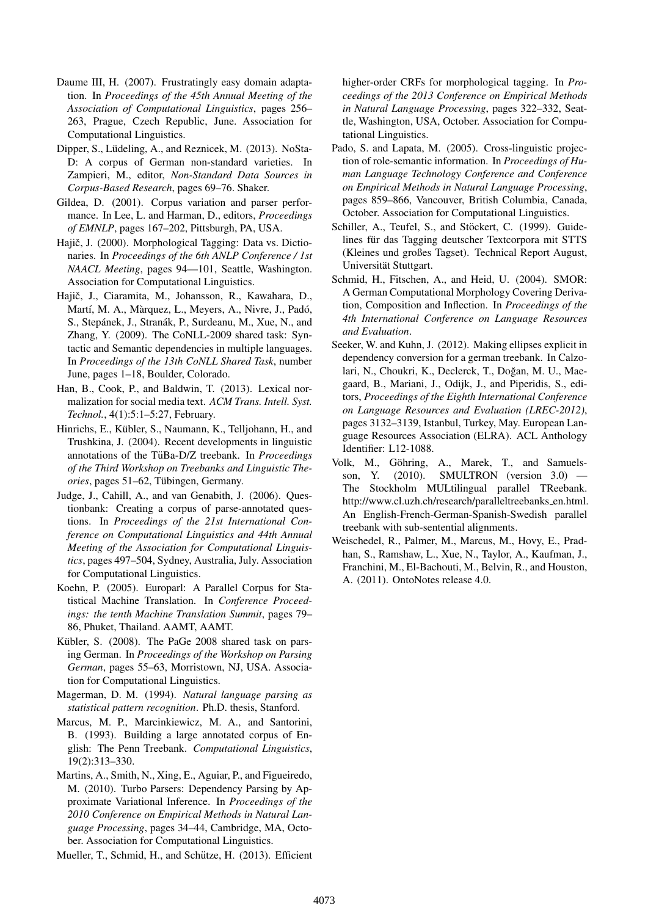Daume III, H. (2007). Frustratingly easy domain adaptation. In *Proceedings of the 45th Annual Meeting of the Association of Computational Linguistics*, pages 256–263, Prague, Czech Republic, June. Association for Computational Linguistics.

Dipper, S., Lüdeling, A., and Reznicek, M. (2013). NoSta-D: A corpus of German non-standard varieties. In Zampieri, M., editor, *Non-Standard Data Sources in Corpus-Based Research*, pages 69–76. Shaker.

Gildea, D. (2001). Corpus variation and parser performance. In Lee, L. and Harman, D., editors, *Proceedings of EMNLP*, pages 167–202, Pittsburgh, PA, USA.

Hajič, J. (2000). Morphological Tagging: Data vs. Dictionaries. In *Proceedings of the 6th ANLP Conference / 1st NAACL Meeting*, pages 94—101, Seattle, Washington. Association for Computational Linguistics.

Hajič, J., Ciaramita, M., Johansson, R., Kawahara, D., Martí, M. A., Màrquez, L., Meyers, A., Nivre, J., Padó, S., Stepánek, J., Straňák, P., Surdeanu, M., Xue, N., and Zhang, Y. (2009). The CoNLL-2009 shared task: Syntactic and Semantic dependencies in multiple languages. In *Proceedings of the 13th CoNLL Shared Task*, number June, pages 1–18, Boulder, Colorado.

Han, B., Cook, P., and Baldwin, T. (2013). Lexical normalization for social media text. *ACM Trans. Intell. Syst. Technol.*, 4(1):5:1–5:27, February.

Hinrichs, E., Kübler, S., Naumann, K., Telljohann, H., and Trushkina, J. (2004). Recent developments in linguistic annotations of the TüBa-D/Z treebank. In *Proceedings of the Third Workshop on Treebanks and Linguistic Theories*, pages 51–62, Tübingen, Germany.

Judge, J., Cahill, A., and van Genabith, J. (2006). Questionbank: Creating a corpus of parse-annotated questions. In *Proceedings of the 21st International Conference on Computational Linguistics and 44th Annual Meeting of the Association for Computational Linguistics*, pages 497–504, Sydney, Australia, July. Association for Computational Linguistics.

Koehn, P. (2005). Europarl: A Parallel Corpus for Statistical Machine Translation. In *Conference Proceedings: the tenth Machine Translation Summit*, pages 79–86, Phuket, Thailand. AAMT, AAMT.

Kübler, S. (2008). The PaGe 2008 shared task on parsing German. In *Proceedings of the Workshop on Parsing German*, pages 55–63, Morristown, NJ, USA. Association for Computational Linguistics.

Magerman, D. M. (1994). *Natural language parsing as statistical pattern recognition*. Ph.D. thesis, Stanford.

Marcus, M. P., Marcinkiewicz, M. A., and Santorini, B. (1993). Building a large annotated corpus of English: The Penn Treebank. *Computational Linguistics*, 19(2):313–330.

Martins, A., Smith, N., Xing, E., Aguiar, P., and Figueiredo, M. (2010). Turbo Parsers: Dependency Parsing by Approximate Variational Inference. In *Proceedings of the 2010 Conference on Empirical Methods in Natural Language Processing*, pages 34–44, Cambridge, MA, October. Association for Computational Linguistics.

Mueller, T., Schmid, H., and Schütze, H. (2013). Efficient higher-order CRFs for morphological tagging. In *Proceedings of the 2013 Conference on Empirical Methods in Natural Language Processing*, pages 322–332, Seattle, Washington, USA, October. Association for Computational Linguistics.

Pado, S. and Lapata, M. (2005). Cross-linguistic projection of role-semantic information. In *Proceedings of Human Language Technology Conference and Conference on Empirical Methods in Natural Language Processing*, pages 859–866, Vancouver, British Columbia, Canada, October. Association for Computational Linguistics.

Schiller, A., Teufel, S., and Stöckert, C. (1999). Guidelines für das Tagging deutscher Textcorpora mit STTS (Kleines und großes Tagset). Technical Report August, Universität Stuttgart.

Schmid, H., Fitschen, A., and Heid, U. (2004). SMOR: A German Computational Morphology Covering Derivation, Composition and Inflection. In *Proceedings of the 4th International Conference on Language Resources and Evaluation*.

Seeker, W. and Kuhn, J. (2012). Making ellipses explicit in dependency conversion for a german treebank. In Calzolari, N., Choukri, K., Declerck, T., Doğan, M. U., Maegaard, B., Mariani, J., Odijk, J., and Piperidis, S., editors, *Proceedings of the Eighth International Conference on Language Resources and Evaluation (LREC-2012)*, pages 3132–3139, Istanbul, Turkey, May. European Language Resources Association (ELRA). ACL Anthology Identifier: L12-1088.

Volk, M., Göhring, A., Marek, T., and Samuelsson, Y. (2010). SMULTRON (version 3.0) — The Stockholm MULtilingual parallel TReebank. http://www.cl.uzh.ch/research/paralleltreebanks_en.html. An English-French-German-Spanish-Swedish parallel treebank with sub-sentential alignments.

Weischedel, R., Palmer, M., Marcus, M., Hovy, E., Pradhan, S., Ramshaw, L., Xue, N., Taylor, A., Kaufman, J., Franchini, M., El-Bachouti, M., Belvin, R., and Houston, A. (2011). OntoNotes release 4.0.